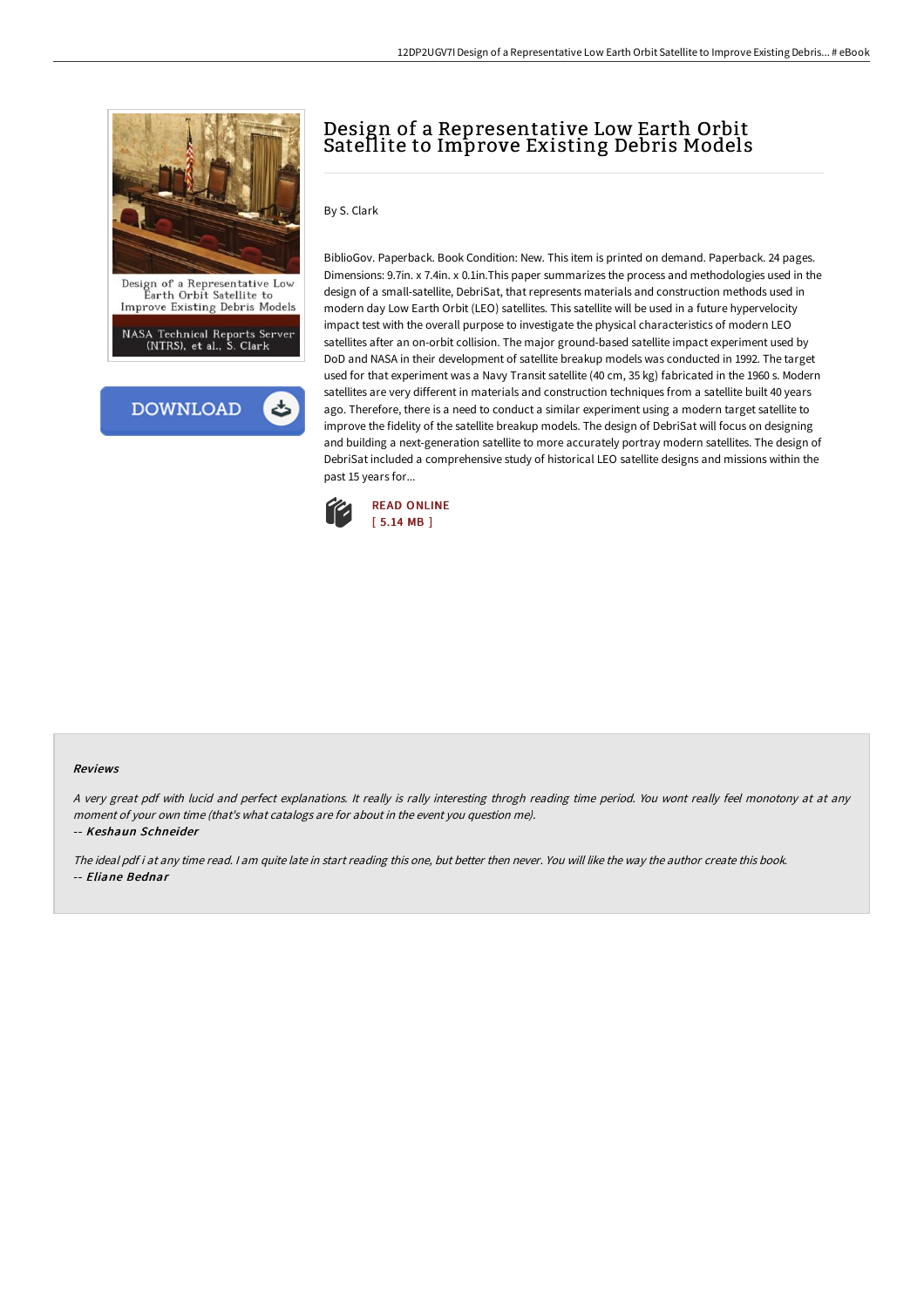# Design of a Representative Low Earth Orbit Satellite to Improve Existing Debris Models

By S. Clark

BiblioGov. Paperback. Book Condition: New. This item is printed on demand. Paperback. 24 pages. Dimensions: 9.7in. x 7.4in. x 0.1in.This paper summarizes the process and methodologies used in the design of a small-satellite, DebriSat, that represents materials and construction methods used in modern day Low Earth Orbit (LEO) satellites. This satellite will be used in a future hypervelocity impact test with the overall purpose to investigate the physical characteristics of modern LEO satellites after an on-orbit collision. The major ground-based satellite impact experiment used by DoD and NASA in their development of satellite breakup models was conducted in 1992. The target used for that experiment was a Navy Transit satellite (40 cm, 35 kg) fabricated in the 1960 s. Modern satellites are very different in materials and construction techniques from a satellite built 40 years ago. Therefore, there is a need to conduct a similar experiment using a modern target satellite to improve the fidelity of the satellite breakup models. The design of DebriSat will focus on designing and building a next-generation satellite to more accurately portray modern satellites. The design of DebriSat included a comprehensive study of historical LEO satellite designs and missions within the past 15 years for...

READ ONLINE
[ 5.14 MB ]

### Reviews

*A very great pdf with lucid and perfect explanations. It really is rally interesting throgh reading time period. You wont really feel monotony at at any moment of your own time (that's what catalogs are for about in the event you question me).*

-- ***Keshaun Schneider***

*The ideal pdf i at any time read. I am quite late in start reading this one, but better then never. You will like the way the author create this book.*

-- ***Eliane Bednar***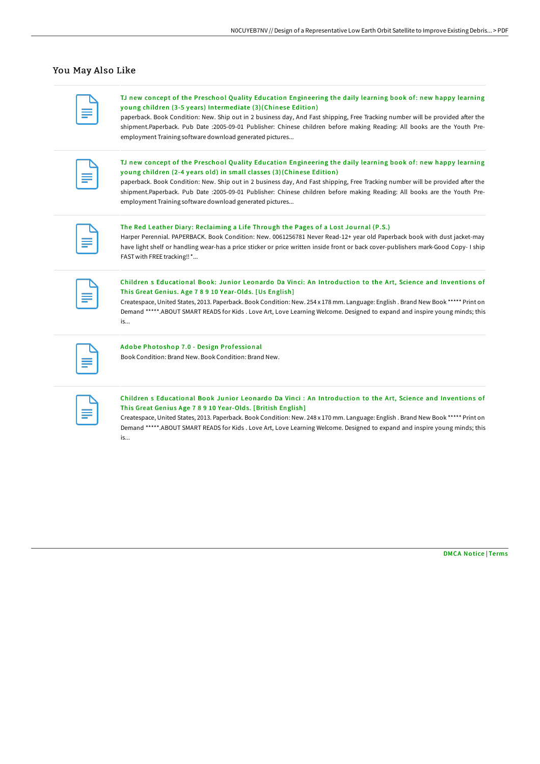## You May Also Like

**TJ new concept of the Preschool Quality Education Engineering the daily learning book of: new happy learning young children (3-5 years) Intermediate (3)(Chinese Edition)**

paperback. Book Condition: New. Ship out in 2 business day, And Fast shipping, Free Tracking number will be provided after the shipment.Paperback. Pub Date :2005-09-01 Publisher: Chinese children before making Reading: All books are the Youth Pre-employment Training software download generated pictures...

**TJ new concept of the Preschool Quality Education Engineering the daily learning book of: new happy learning young children (2-4 years old) in small classes (3)(Chinese Edition)**

paperback. Book Condition: New. Ship out in 2 business day, And Fast shipping, Free Tracking number will be provided after the shipment.Paperback. Pub Date :2005-09-01 Publisher: Chinese children before making Reading: All books are the Youth Pre-employment Training software download generated pictures...

**The Red Leather Diary: Reclaiming a Life Through the Pages of a Lost Journal (P.S.)**

Harper Perennial. PAPERBACK. Book Condition: New. 0061256781 Never Read-12+ year old Paperback book with dust jacket-may have light shelf or handling wear-has a price sticker or price written inside front or back cover-publishers mark-Good Copy- I ship FAST with FREE tracking!! *...

**Children s Educational Book: Junior Leonardo Da Vinci: An Introduction to the Art, Science and Inventions of This Great Genius. Age 7 8 9 10 Year-Olds. [Us English]**

Createspace, United States, 2013. Paperback. Book Condition: New. 254 x 178 mm. Language: English . Brand New Book ***** Print on Demand *****.ABOUT SMART READS for Kids . Love Art, Love Learning Welcome. Designed to expand and inspire young minds; this is...

**Adobe Photoshop 7.0 - Design Professional**

Book Condition: Brand New. Book Condition: Brand New.

**Children s Educational Book Junior Leonardo Da Vinci : An Introduction to the Art, Science and Inventions of This Great Genius Age 7 8 9 10 Year-Olds. [British English]**

Createspace, United States, 2013. Paperback. Book Condition: New. 248 x 170 mm. Language: English . Brand New Book ***** Print on Demand *****.ABOUT SMART READS for Kids . Love Art, Love Learning Welcome. Designed to expand and inspire young minds; this is...